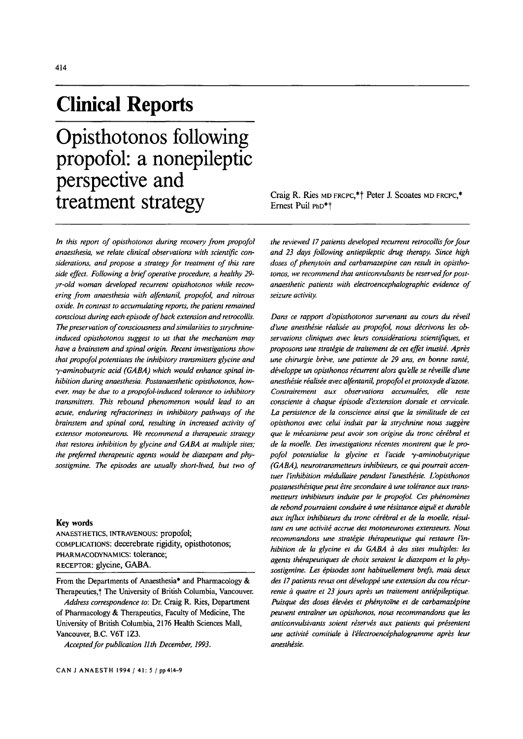# Clinical Reports

## Opisthotonos following propofol: a nonepileptic perspective and treatment strategy

Craig R. Ries MD FRCPC,*† Peter J. Scoates MD FRCPC,* Ernest Puil PhD*†

*In this report of opisthotonos during recovery from propofol anaesthesia, we relate clinical observations with scientific considerations, and propose a strategy for treatment of this rare side effect. Following a brief operative procedure, a healthy 29-yr-old woman developed recurrent opisthotonos while recovering from anaesthesia with alfentanil, propofol, and nitrous oxide. In contrast to accumulating reports, the patient remained conscious during each episode of back extension and retrocollis. The preservation of consciousness and similarities to strychnine-induced opisthotonos suggest to us that the mechanism may have a brainstem and spinal origin. Recent investigations show that propofol potentiates the inhibitory transmitters glycine and γ-aminobutyric acid (GABA) which would enhance spinal inhibition during anaesthesia. Postanaesthetic opisthotonos, however, may be due to a propofol-induced tolerance to inhibitory transmitters. This rebound phenomenon would lead to an acute, enduring refractoriness in inhibitory pathways of the brainstem and spinal cord, resulting in increased activity of extensor motoneurons. We recommend a therapeutic strategy that restores inhibition by glycine and GABA at multiple sites; the preferred therapeutic agents would be diazepam and physostigmine. The episodes are usually short-lived, but two of the reviewed 17 patients developed recurrent retrocollis for four and 23 days following antiepileptic drug therapy. Since high doses of phenytoin and carbamazepine can result in opisthotonos, we recommend that anticonvulsants be reserved for post-anaesthetic patients with electroencephalographic evidence of seizure activity.*

*Dans ce rapport d'opisthonos survenant au cours du réveil d'une anesthésie réalisée au propofol, nous décrivons les observations cliniques avec leurs considérations scientifiques, et proposons une stratégie de traitement de cet effet inusité. Après une chirurgie brève, une patiente de 29 ans, en bonne santé, développe un opisthonos récurrent alors qu'elle se réveille d'une anesthésie réalisée avec alfentanil, propofol et protoxyde d'azote. Contrairement aux observations accumulées, elle reste consciente à chaque épisode d'extension dorsale et cervicale. La persistence de la conscience ainsi que la similitude de cet opisthonos avec celui induit par la strychnine nous suggère que le mécanisme peut avoir son origine du tronc cérébral et de la moelle. Des investigations récentes montrent que le propofol potentialise la glycine et l'acide γ-aminobutyrique (GABA), neurotransmetteurs inhibiteurs, ce qui pourrait accentuer l'inhibition médullaire pendant l'anesthésie. L'opisthonos postanesthésique peut être secondaire à une tolérance aux transmetteurs inhibiteurs induite par le propofol. Ces phénomènes de rebond pourraient conduire à une résistance aiguë et durable aux influx inhibiteurs du tronc cérébral et de la moelle, résultant en une activité accrue des motoneurones extenseurs. Nous recommandons une stratégie thérapeutique qui restaure l'inhibition de la glycine et du GABA à des sites multiples: les agents thérapeutiques de choix seraient le diazepam et la physostigmine. Les épisodes sont habituellement brefs, mais deux des 17 patients revus ont développé une extension du cou récurrente à quatre et 23 jours après un traitement antiépileptique. Puisque des doses élevées et phénytoïne et de carbamazépine peuvent entraîner un opisthonos, nous recommandons que les anticonvulsivants soient réservés aux patients qui présentent une activité comitiale à l'électroencéphalogramme après leur anesthésie.*

**Key words**

ANAESTHETICS, INTRAVENOUS: propofol;
COMPLICATIONS: decerebrate rigidity, opisthotonos;
PHARMACODYNAMICS: tolerance;
RECEPTOR: glycine, GABA.

From the Departments of Anaesthesia* and Pharmacology & Therapeutics,† The University of British Columbia, Vancouver.

*Address correspondence to*: Dr. Craig R. Ries, Department of Pharmacology & Therapeutics, Faculty of Medicine, The University of British Columbia, 2176 Health Sciences Mall, Vancouver, B.C. V6T 1Z3.

*Accepted for publication 11th December, 1993.*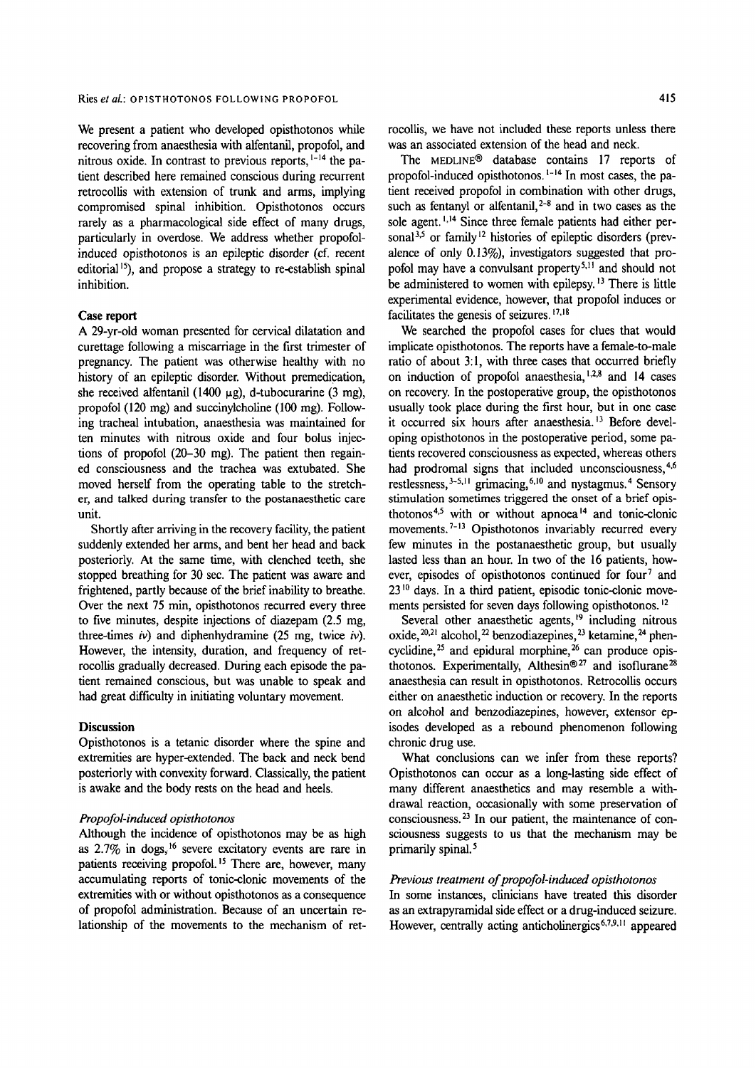We present a patient who developed opisthotonos while recovering from anaesthesia with alfentanil, propofol, and nitrous oxide. In contrast to previous reports,[1-14] the patient described here remained conscious during recurrent retrocollis with extension of trunk and arms, implying compromised spinal inhibition. Opisthotonos occurs rarely as a pharmacological side effect of many drugs, particularly in overdose. We address whether propofol-induced opisthotonos is an epileptic disorder (cf. recent editorial[15]), and propose a strategy to re-establish spinal inhibition.

### Case report

A 29-yr-old woman presented for cervical dilatation and curettage following a miscarriage in the first trimester of pregnancy. The patient was otherwise healthy with no history of an epileptic disorder. Without premedication, she received alfentanil (1400 μg), d-tubocurarine (3 mg), propofol (120 mg) and succinylcholine (100 mg). Following tracheal intubation, anaesthesia was maintained for ten minutes with nitrous oxide and four bolus injections of propofol (20–30 mg). The patient then regained consciousness and the trachea was extubated. She moved herself from the operating table to the stretcher, and talked during transfer to the postanaesthetic care unit.

Shortly after arriving in the recovery facility, the patient suddenly extended her arms, and bent her head and back posteriorly. At the same time, with clenched teeth, she stopped breathing for 30 sec. The patient was aware and frightened, partly because of the brief inability to breathe. Over the next 75 min, opisthotonos recurred every three to five minutes, despite injections of diazepam (2.5 mg, three-times *iv*) and diphenhydramine (25 mg, twice *iv*). However, the intensity, duration, and frequency of retrocollis gradually decreased. During each episode the patient remained conscious, but was unable to speak and had great difficulty in initiating voluntary movement.

### Discussion

Opisthotonos is a tetanic disorder where the spine and extremities are hyper-extended. The back and neck bend posteriorly with convexity forward. Classically, the patient is awake and the body rests on the head and heels.

#### *Propofol-induced opisthotonos*

Although the incidence of opisthotonos may be as high as 2.7% in dogs,[16] severe excitatory events are rare in patients receiving propofol.[15] There are, however, many accumulating reports of tonic-clonic movements of the extremities with or without opisthotonos as a consequence of propofol administration. Because of an uncertain relationship of the movements to the mechanism of retrocollis, we have not included these reports unless there was an associated extension of the head and neck.

The MEDLINE® database contains 17 reports of propofol-induced opisthotonos.[1-14] In most cases, the patient received propofol in combination with other drugs, such as fentanyl or alfentanil,[2-8] and in two cases as the sole agent.[1,14] Since three female patients had either personal[3,5] or family[12] histories of epileptic disorders (prevalence of only 0.13%), investigators suggested that propofol may have a convulsant property[5,11] and should not be administered to women with epilepsy.[13] There is little experimental evidence, however, that propofol induces or facilitates the genesis of seizures.[17,18]

We searched the propofol cases for clues that would implicate opisthotonos. The reports have a female-to-male ratio of about 3:1, with three cases that occurred briefly on induction of propofol anaesthesia,[1,2,8] and 14 cases on recovery. In the postoperative group, the opisthotonos usually took place during the first hour, but in one case it occurred six hours after anaesthesia.[13] Before developing opisthotonos in the postoperative period, some patients recovered consciousness as expected, whereas others had prodromal signs that included unconsciousness,[4,6] restlessness,[3-5,11] grimacing,[6,10] and nystagmus.[4] Sensory stimulation sometimes triggered the onset of a brief opisthotonos[4,5] with or without apnoea[14] and tonic-clonic movements.[7-13] Opisthotonos invariably recurred every few minutes in the postanaesthetic group, but usually lasted less than an hour. In two of the 16 patients, however, episodes of opisthotonos continued for four[7] and 23[10] days. In a third patient, episodic tonic-clonic movements persisted for seven days following opisthotonos.[12]

Several other anaesthetic agents,[19] including nitrous oxide,[20,21] alcohol,[22] benzodiazepines,[23] ketamine,[24] phencyclidine,[25] and epidural morphine,[26] can produce opisthotonos. Experimentally, Althesin®[27] and isoflurane[28] anaesthesia can result in opisthotonos. Retrocollis occurs either on anaesthetic induction or recovery. In the reports on alcohol and benzodiazepines, however, extensor episodes developed as a rebound phenomenon following chronic drug use.

What conclusions can we infer from these reports? Opisthotonos can occur as a long-lasting side effect of many different anaesthetics and may resemble a withdrawal reaction, occasionally with some preservation of consciousness.[23] In our patient, the maintenance of consciousness suggests to us that the mechanism may be primarily spinal.[5]

#### *Previous treatment of propofol-induced opisthotonos*

In some instances, clinicians have treated this disorder as an extrapyramidal side effect or a drug-induced seizure. However, centrally acting anticholinergics[6,7,9,11] appeared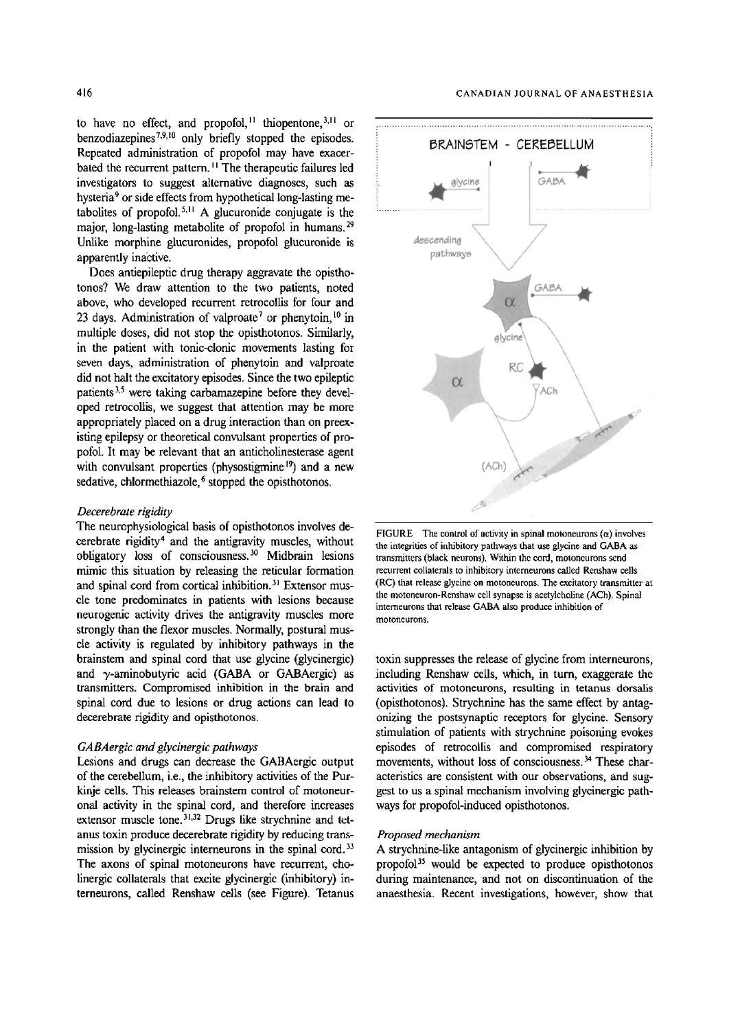to have no effect, and propofol,[11] thiopentone,[3,11] or benzodiazepines[7,9,10] only briefly stopped the episodes. Repeated administration of propofol may have exacerbated the recurrent pattern.[11] The therapeutic failures led investigators to suggest alternative diagnoses, such as hysteria[9] or side effects from hypothetical long-lasting metabolites of propofol.[5,11] A glucuronide conjugate is the major, long-lasting metabolite of propofol in humans.[29] Unlike morphine glucuronides, propofol glucuronide is apparently inactive.

Does antiepileptic drug therapy aggravate the opisthotonos? We draw attention to the two patients, noted above, who developed recurrent retrocollis for four and 23 days. Administration of valproate[7] or phenytoin,[10] in multiple doses, did not stop the opisthotonos. Similarly, in the patient with tonic-clonic movements lasting for seven days, administration of phenytoin and valproate did not halt the excitatory episodes. Since the two epileptic patients[3,5] were taking carbamazepine before they developed retrocollis, we suggest that attention may be more appropriately placed on a drug interaction than on preexisting epilepsy or theoretical convulsant properties of propofol. It may be relevant that an anticholinesterase agent with convulsant properties (physostigmine[19]) and a new sedative, chlormethiazole,[6] stopped the opisthotonos.

### *Decerebrate rigidity*

The neurophysiological basis of opisthotonos involves decerebrate rigidity[4] and the antigravity muscles, without obligatory loss of consciousness.[30] Midbrain lesions mimic this situation by releasing the reticular formation and spinal cord from cortical inhibition.[31] Extensor muscle tone predominates in patients with lesions because neurogenic activity drives the antigravity muscles more strongly than the flexor muscles. Normally, postural muscle activity is regulated by inhibitory pathways in the brainstem and spinal cord that use glycine (glycinergic) and γ-aminobutyric acid (GABA or GABAergic) as transmitters. Compromised inhibition in the brain and spinal cord due to lesions or drug actions can lead to decerebrate rigidity and opisthotonos.

### *GABAergic and glycinergic pathways*

Lesions and drugs can decrease the GABAergic output of the cerebellum, i.e., the inhibitory activities of the Purkinje cells. This releases brainstem control of motoneuronal activity in the spinal cord, and therefore increases extensor muscle tone.[31,32] Drugs like strychnine and tetanus toxin produce decerebrate rigidity by reducing transmission by glycinergic interneurons in the spinal cord.[33] The axons of spinal motoneurons have recurrent, cholinergic collaterals that excite glycinergic (inhibitory) interneurons, called Renshaw cells (see Figure). Tetanus toxin suppresses the release of glycine from interneurons, including Renshaw cells, which, in turn, exaggerate the activities of motoneurons, resulting in tetanus dorsalis (opisthotonos). Strychnine has the same effect by antagonizing the postsynaptic receptors for glycine. Sensory stimulation of patients with strychnine poisoning evokes episodes of retrocollis and compromised respiratory movements, without loss of consciousness.[34] These characteristics are consistent with our observations, and suggest to us a spinal mechanism involving glycinergic pathways for propofol-induced opisthotonos.

FIGURE The control of activity in spinal motoneurons (α) involves the integrities of inhibitory pathways that use glycine and GABA as transmitters (black neurons). Within the cord, motoneurons send recurrent collaterals to inhibitory interneurons called Renshaw cells (RC) that release glycine on motoneurons. The excitatory transmitter at the motoneuron-Renshaw cell synapse is acetylcholine (ACh). Spinal interneurons that release GABA also produce inhibition of motoneurons.

### *Proposed mechanism*

A strychnine-like antagonism of glycinergic inhibition by propofol[35] would be expected to produce opisthotonos during maintenance, and not on discontinuation of the anaesthesia. Recent investigations, however, show that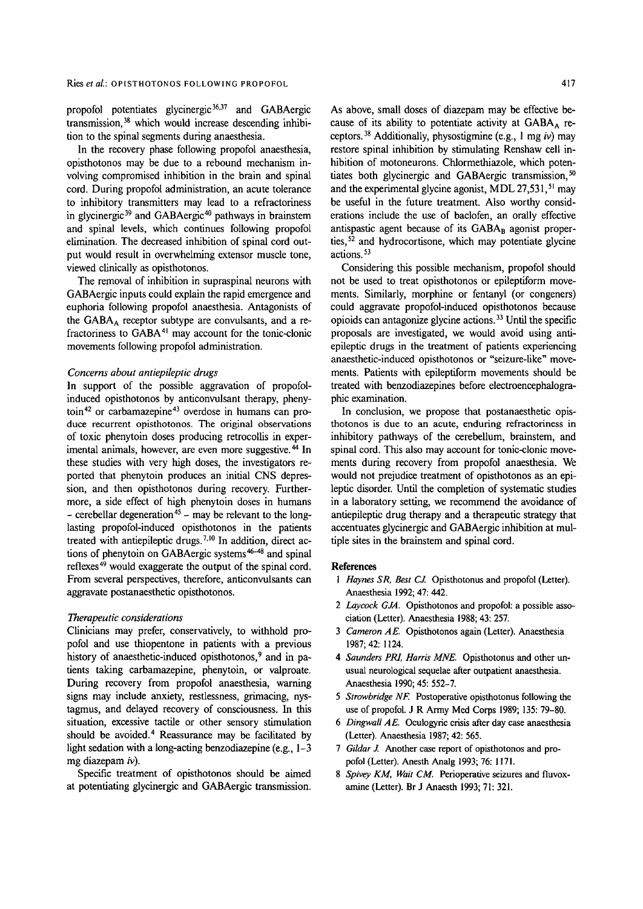propofol potentiates glycinergic[36,37] and GABAergic transmission,[38] which would increase descending inhibition to the spinal segments during anaesthesia.

In the recovery phase following propofol anaesthesia, opisthotonos may be due to a rebound mechanism involving compromised inhibition in the brain and spinal cord. During propofol administration, an acute tolerance to inhibitory transmitters may lead to a refractoriness in glycinergic[39] and GABAergic[40] pathways in brainstem and spinal levels, which continues following propofol elimination. The decreased inhibition of spinal cord output would result in overwhelming extensor muscle tone, viewed clinically as opisthotonos.

The removal of inhibition in supraspinal neurons with GABAergic inputs could explain the rapid emergence and euphoria following propofol anaesthesia. Antagonists of the $GABA_A$ receptor subtype are convulsants, and a refractoriness to GABA[41] may account for the tonic-clonic movements following propofol administration.

### *Concerns about antiepileptic drugs*

In support of the possible aggravation of propofol-induced opisthotonos by anticonvulsant therapy, phenytoin[42] or carbamazepine[43] overdose in humans can produce recurrent opisthotonos. The original observations of toxic phenytoin doses producing retrocollis in experimental animals, however, are even more suggestive.[44] In these studies with very high doses, the investigators reported that phenytoin produces an initial CNS depression, and then opisthotonos during recovery. Furthermore, a side effect of high phenytoin doses in humans – cerebellar degeneration[45] – may be relevant to the long-lasting propofol-induced opisthotonos in the patients treated with antiepileptic drugs.[7,10] In addition, direct actions of phenytoin on GABAergic systems[46–48] and spinal reflexes[49] would exaggerate the output of the spinal cord. From several perspectives, therefore, anticonvulsants can aggravate postanaesthetic opisthotonos.

### *Therapeutic considerations*

Clinicians may prefer, conservatively, to withhold propofol and use thiopentone in patients with a previous history of anaesthetic-induced opisthotonos,[9] and in patients taking carbamazepine, phenytoin, or valproate. During recovery from propofol anaesthesia, warning signs may include anxiety, restlessness, grimacing, nystagmus, and delayed recovery of consciousness. In this situation, excessive tactile or other sensory stimulation should be avoided.[4] Reassurance may be facilitated by light sedation with a long-acting benzodiazepine (e.g., 1–3 mg diazepam *iv*).

Specific treatment of opisthotonos should be aimed at potentiating glycinergic and GABAergic transmission. As above, small doses of diazepam may be effective because of its ability to potentiate activity at $GABA_A$ receptors.[38] Additionally, physostigmine (e.g., 1 mg *iv*) may restore spinal inhibition by stimulating Renshaw cell inhibition of motoneurons. Chlormethiazole, which potentiates both glycinergic and GABAergic transmission,[50] and the experimental glycine agonist, MDL 27,531,[51] may be useful in the future treatment. Also worthy considerations include the use of baclofen, an orally effective antispastic agent because of its $GABA_B$ agonist properties,[52] and hydrocortisone, which may potentiate glycine actions.[53]

Considering this possible mechanism, propofol should not be used to treat opisthotonos or epileptiform movements. Similarly, morphine or fentanyl (or congeners) could aggravate propofol-induced opisthotonos because opioids can antagonize glycine actions.[33] Until the specific proposals are investigated, we would avoid using antiepileptic drugs in the treatment of patients experiencing anaesthetic-induced opisthotonos or "seizure-like" movements. Patients with epileptiform movements should be treated with benzodiazepines before electroencephalographic examination.

In conclusion, we propose that postanaesthetic opisthotonos is due to an acute, enduring refractoriness in inhibitory pathways of the cerebellum, brainstem, and spinal cord. This also may account for tonic-clonic movements during recovery from propofol anaesthesia. We would not prejudice treatment of opisthotonos as an epileptic disorder. Until the completion of systematic studies in a laboratory setting, we recommend the avoidance of antiepileptic drug therapy and a therapeutic strategy that accentuates glycinergic and GABAergic inhibition at multiple sites in the brainstem and spinal cord.

## References

1. *Haynes SR, Best CJ.* Opisthotonus and propofol (Letter). Anaesthesia 1992; 47: 442.
2. *Laycock GJA.* Opisthotonos and propofol: a possible association (Letter). Anaesthesia 1988; 43: 257.
3. *Cameron AE.* Opisthotonos again (Letter). Anaesthesia 1987; 42: 1124.
4. *Saunders PRI, Harris MNE.* Opisthotonus and other unusual neurological sequelae after outpatient anaesthesia. Anaesthesia 1990; 45: 552–7.
5. *Strowbridge NF.* Postoperative opisthotonus following the use of propofol. J R Army Med Corps 1989; 135: 79–80.
6. *Dingwall AE.* Oculogyric crisis after day case anaesthesia (Letter). Anaesthesia 1987; 42: 565.
7. *Gildar J.* Another case report of opisthotonos and propofol (Letter). Anesth Analg 1993; 76: 1171.
8. *Spivey KM, Wait CM.* Perioperative seizures and fluvoxamine (Letter). Br J Anaesth 1993; 71: 321.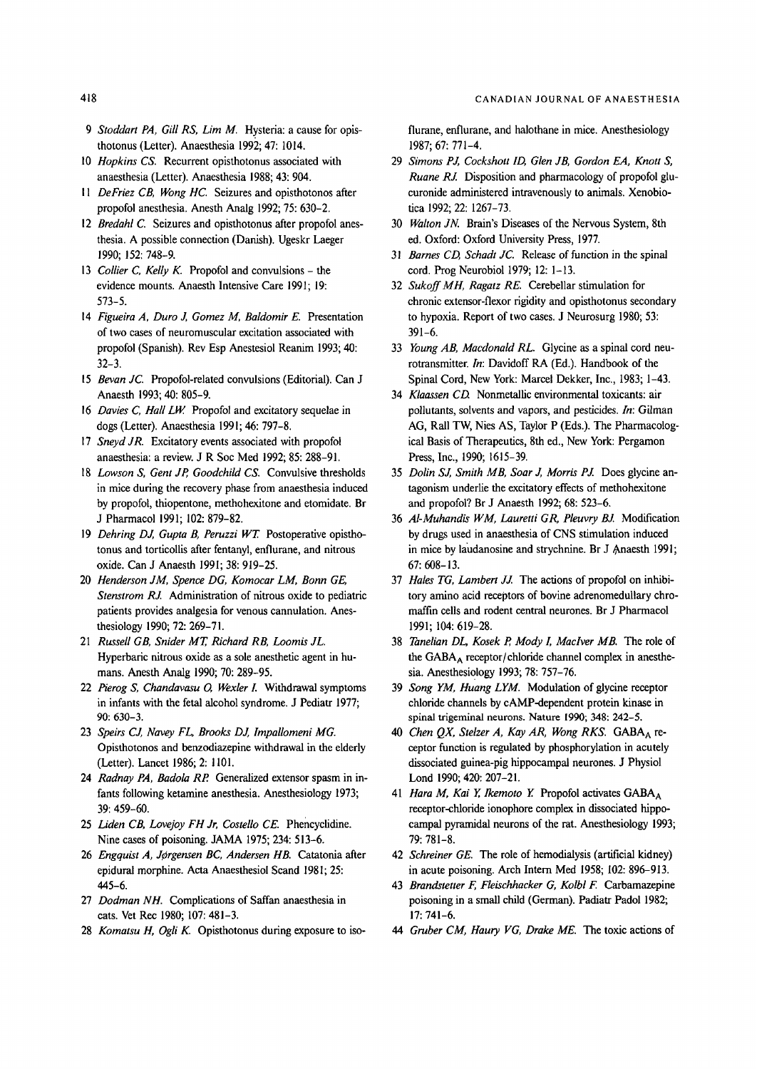9 *Stoddart PA, Gill RS, Lim M.* Hysteria: a cause for opisthotonus (Letter). Anaesthesia 1992; 47: 1014.

10 *Hopkins CS.* Recurrent opisthotonus associated with anaesthesia (Letter). Anaesthesia 1988; 43: 904.

11 *DeFriez CB, Wong HC.* Seizures and opisthotonos after propofol anesthesia. Anesth Analg 1992; 75: 630–2.

12 *Bredahl C.* Seizures and opisthotonus after propofol anesthesia. A possible connection (Danish). Ugeskr Laeger 1990; 152: 748–9.

13 *Collier C, Kelly K.* Propofol and convulsions – the evidence mounts. Anaesth Intensive Care 1991; 19: 573–5.

14 *Figueira A, Duro J, Gomez M, Baldomir E.* Presentation of two cases of neuromuscular excitation associated with propofol (Spanish). Rev Esp Anestesiol Reanim 1993; 40: 32–3.

15 *Bevan JC.* Propofol-related convulsions (Editorial). Can J Anaesth 1993; 40: 805–9.

16 *Davies C, Hall LW.* Propofol and excitatory sequelae in dogs (Letter). Anaesthesia 1991; 46: 797–8.

17 *Sneyd JR.* Excitatory events associated with propofol anaesthesia: a review. J R Soc Med 1992; 85: 288–91.

18 *Lowson S, Gent JP, Goodchild CS.* Convulsive thresholds in mice during the recovery phase from anaesthesia induced by propofol, thiopentone, methohexitone and etomidate. Br J Pharmacol 1991; 102: 879–82.

19 *Dehring DJ, Gupta B, Peruzzi WT.* Postoperative opisthotonus and torticollis after fentanyl, enflurane, and nitrous oxide. Can J Anaesth 1991; 38: 919–25.

20 *Henderson JM, Spence DG, Komocar LM, Bonn GE, Stenstrom RJ.* Administration of nitrous oxide to pediatric patients provides analgesia for venous cannulation. Anesthesiology 1990; 72: 269–71.

21 *Russell GB, Snider MT, Richard RB, Loomis JL.* Hyperbaric nitrous oxide as a sole anesthetic agent in humans. Anesth Analg 1990; 70: 289–95.

22 *Pierog S, Chandavasu O, Wexler I.* Withdrawal symptoms in infants with the fetal alcohol syndrome. J Pediatr 1977; 90: 630–3.

23 *Speirs CJ, Navey FL, Brooks DJ, Impallomeni MG.* Opisthotonos and benzodiazepine withdrawal in the elderly (Letter). Lancet 1986; 2: 1101.

24 *Radnay PA, Badola RP.* Generalized extensor spasm in infants following ketamine anesthesia. Anesthesiology 1973; 39: 459–60.

25 *Liden CB, Lovejoy FH Jr, Costello CE.* Phencyclidine. Nine cases of poisoning. JAMA 1975; 234: 513–6.

26 *Engquist A, Jørgensen BC, Andersen HB.* Catatonia after epidural morphine. Acta Anaesthesiol Scand 1981; 25: 445–6.

27 *Dodman NH.* Complications of Saffan anaesthesia in cats. Vet Rec 1980; 107: 481–3.

28 *Komatsu H, Ogli K.* Opisthotonus during exposure to isoflurane, enflurane, and halothane in mice. Anesthesiology 1987; 67: 771–4.

29 *Simons PJ, Cockshott ID, Glen JB, Gordon EA, Knott S, Ruane RJ.* Disposition and pharmacology of propofol glucuronide administered intravenously to animals. Xenobiotica 1992; 22: 1267–73.

30 *Walton JN.* Brain's Diseases of the Nervous System, 8th ed. Oxford: Oxford University Press, 1977.

31 *Barnes CD, Schadt JC.* Release of function in the spinal cord. Prog Neurobiol 1979; 12: 1–13.

32 *Sukoff MH, Ragatz RE.* Cerebellar stimulation for chronic extensor-flexor rigidity and opisthotonus secondary to hypoxia. Report of two cases. J Neurosurg 1980; 53: 391–6.

33 *Young AB, Macdonald RL.* Glycine as a spinal cord neurotransmitter. *In:* Davidoff RA (Ed.). Handbook of the Spinal Cord, New York: Marcel Dekker, Inc., 1983; 1–43.

34 *Klaassen CD.* Nonmetallic environmental toxicants: air pollutants, solvents and vapors, and pesticides. *In:* Gilman AG, Rall TW, Nies AS, Taylor P (Eds.). The Pharmacological Basis of Therapeutics, 8th ed., New York: Pergamon Press, Inc., 1990; 1615–39.

35 *Dolin SJ, Smith MB, Soar J, Morris PJ.* Does glycine antagonism underlie the excitatory effects of methohexitone and propofol? Br J Anaesth 1992; 68: 523–6.

36 *Al-Muhandis WM, Lauretti GR, Pleuvry BJ.* Modification by drugs used in anaesthesia of CNS stimulation induced in mice by laudanosine and strychnine. Br J Anaesth 1991; 67: 608–13.

37 *Hales TG, Lambert JJ.* The actions of propofol on inhibitory amino acid receptors of bovine adrenomedullary chromaffin cells and rodent central neurones. Br J Pharmacol 1991; 104: 619–28.

38 *Tanelian DL, Kosek P, Mody I, MacIver MB.* The role of the $GABA_A$ receptor/chloride channel complex in anesthesia. Anesthesiology 1993; 78: 757–76.

39 *Song YM, Huang LYM.* Modulation of glycine receptor chloride channels by cAMP-dependent protein kinase in spinal trigeminal neurons. Nature 1990; 348: 242–5.

40 *Chen QX, Stelzer A, Kay AR, Wong RKS.* $GABA_A$ receptor function is regulated by phosphorylation in acutely dissociated guinea-pig hippocampal neurones. J Physiol Lond 1990; 420: 207–21.

41 *Hara M, Kai Y, Ikemoto Y.* Propofol activates $GABA_A$ receptor-chloride ionophore complex in dissociated hippocampal pyramidal neurons of the rat. Anesthesiology 1993; 79: 781–8.

42 *Schreiner GE.* The role of hemodialysis (artificial kidney) in acute poisoning. Arch Intern Med 1958; 102: 896–913.

43 *Brandstetter F, Fleischhacker G, Kolbl F.* Carbamazepine poisoning in a small child (German). Padiatr Padol 1982; 17: 741–6.

44 *Gruber CM, Haury VG, Drake ME.* The toxic actions of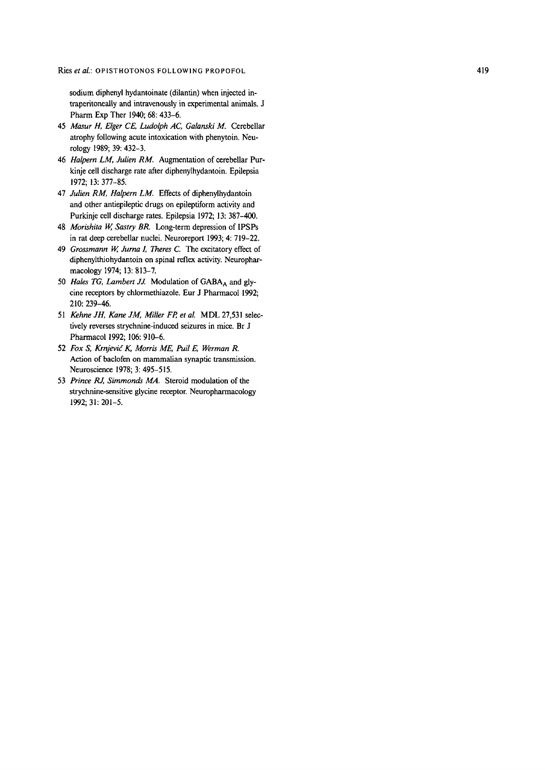sodium diphenyl hydantoinate (dilantin) when injected intraperitoneally and intravenously in experimental animals. J Pharm Exp Ther 1940; 68: 433–6.

45 *Masur H, Elger CE, Ludolph AC, Galanski M.* Cerebellar atrophy following acute intoxication with phenytoin. Neurology 1989; 39: 432–3.

46 *Halpern LM, Julien RM.* Augmentation of cerebellar Purkinje cell discharge rate after diphenylhydantoin. Epilepsia 1972; 13: 377–85.

47 *Julien RM, Halpern LM.* Effects of diphenylhydantoin and other antiepileptic drugs on epileptiform activity and Purkinje cell discharge rates. Epilepsia 1972; 13: 387–400.

48 *Morishita W, Sastry BR.* Long-term depression of IPSPs in rat deep cerebellar nuclei. Neuroreport 1993; 4: 719–22.

49 *Grossmann W, Jurna I, Theres C.* The excitatory effect of diphenylthiohydantoin on spinal reflex activity. Neuropharmacology 1974; 13: 813–7.

50 *Hales TG, Lambert JJ.* Modulation of $GABA_A$ and glycine receptors by chlormethiazole. Eur J Pharmacol 1992; 210: 239–46.

51 *Kehne JH, Kane JM, Miller FP, et al.* MDL 27,531 selectively reverses strychnine-induced seizures in mice. Br J Pharmacol 1992; 106: 910–6.

52 *Fox S, Krnjević K, Morris ME, Puil E, Werman R.* Action of baclofen on mammalian synaptic transmission. Neuroscience 1978; 3: 495–515.

53 *Prince RJ, Simmonds MA.* Steroid modulation of the strychnine-sensitive glycine receptor. Neuropharmacology 1992; 31: 201–5.